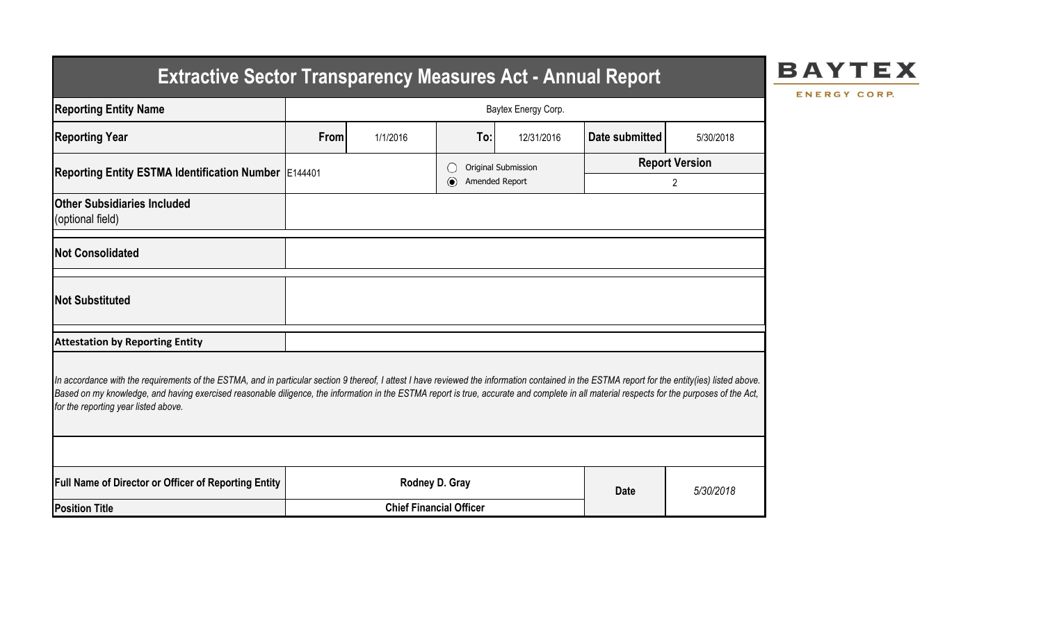# Extractive Sector Transparency Measures Act - Annual Report

BAYTEX ENERGY CORP.

| Reporting Entity Name | Baytex Energy Corp. | | | | | |
|---|---|---|---|---|---|---|
| Reporting Year | From | 1/1/2016 | To: | 12/31/2016 | Date submitted | 5/30/2018 |
| Reporting Entity ESTMA Identification Number | E144401 | | ○ Original Submission<br>◉ Amended Report | | Report Version | 2 |
| Other Subsidiaries Included (optional field) | | | | | | |
| Not Consolidated | | | | | | |
| Not Substituted | | | | | | |

**Attestation by Reporting Entity**

*In accordance with the requirements of the ESTMA, and in particular section 9 thereof, I attest I have reviewed the information contained in the ESTMA report for the entity(ies) listed above. Based on my knowledge, and having exercised reasonable diligence, the information in the ESTMA report is true, accurate and complete in all material respects for the purposes of the Act, for the reporting year listed above.*

| Full Name of Director or Officer of Reporting Entity | Rodney D. Gray | Date | *5/30/2018* |
|---|---|---|---|
| Position Title | Chief Financial Officer | | |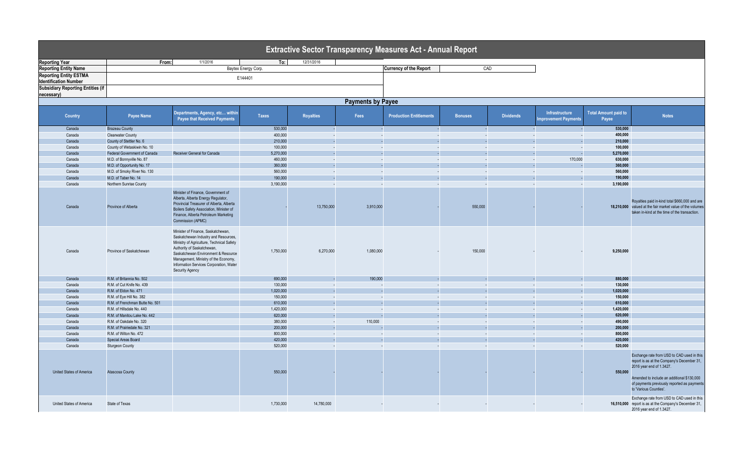# Extractive Sector Transparency Measures Act - Annual Report

| | | | | | |
|---|---|---|---|---|---|
| **Reporting Year** | From: | 1/1/2016 | To: | 12/31/2016 | |
| **Reporting Entity Name** | Baytex Energy Corp. | | | **Currency of the Report** | CAD |
| **Reporting Entity ESTMA Identification Number** | E144401 | | | | |
| **Subsidiary Reporting Entities (if necessary)** | | | | | |

## Payments by Payee

| Country | Payee Name | Departments, Agency, etc... within Payee that Received Payments | Taxes | Royalties | Fees | Production Entitlements | Bonuses | Dividends | Infrastructure Improvement Payments | Total Amount paid to Payee | Notes |
|---|---|---|---|---|---|---|---|---|---|---|---|
| Canada | Brazeau County | | 530,000 | - | - | - | - | - | - | **530,000** | |
| Canada | Clearwater County | | 400,000 | - | - | - | - | - | - | **400,000** | |
| Canada | County of Stettler No. 6 | | 210,000 | - | - | - | - | - | - | **210,000** | |
| Canada | County of Wetaskiwin No. 10 | | 100,000 | - | - | - | - | - | - | **100,000** | |
| Canada | Federal Government of Canada | Receiver General for Canada | 5,270,000 | - | - | - | - | - | - | **5,270,000** | |
| Canada | M.D. of Bonnyville No. 87 | | 460,000 | - | - | - | - | - | 170,000 | **630,000** | |
| Canada | M.D. of Opportunity No. 17 | | 360,000 | - | - | - | - | - | - | **360,000** | |
| Canada | M.D. of Smoky River No. 130 | | 560,000 | - | - | - | - | - | - | **560,000** | |
| Canada | M.D. of Taber No. 14 | | 190,000 | - | - | - | - | - | - | **190,000** | |
| Canada | Northern Sunrise County | | 3,190,000 | - | - | - | - | - | - | **3,190,000** | |
| Canada | Province of Alberta | Minister of Finance, Government of Alberta, Alberta Energy Regulator, Provincial Treasurer of Alberta, Alberta Boilers Safety Association, Minister of Finance, Alberta Petroleum Marketing Commission (APMC) | - | 13,750,000 | 3,910,000 | - | 550,000 | - | - | **18,210,000** | Royalties paid in-kind total $660,000 and are valued at the fair market value of the volumes taken in-kind at the time of the transaction. |
| Canada | Province of Saskatchewan | Minister of Finance, Saskatchewan, Saskatchewan Industry and Resources, Ministry of Agriculture, Technical Safety Authority of Saskatchewan, Saskatchewan Environment & Resource Management, Ministry of the Economy, Information Services Corporation, Water Security Agency | 1,750,000 | 6,270,000 | 1,080,000 | - | 150,000 | - | - | **9,250,000** | |
| Canada | R.M. of Britannia No. 502 | | 690,000 | - | 190,000 | - | - | - | - | **880,000** | |
| Canada | R.M. of Cut Knife No. 439 | | 130,000 | - | - | - | - | - | - | **130,000** | |
| Canada | R.M. of Eldon No. 471 | | 1,020,000 | - | - | - | - | - | - | **1,020,000** | |
| Canada | R.M. of Eye Hill No. 382 | | 150,000 | - | - | - | - | - | - | **150,000** | |
| Canada | R.M. of Frenchman Butte No. 501 | | 610,000 | - | - | - | - | - | - | **610,000** | |
| Canada | R.M. of Hillsdale No. 440 | | 1,420,000 | - | - | - | - | - | - | **1,420,000** | |
| Canada | R.M. of Manitou Lake No. 442 | | 620,000 | - | - | - | - | - | - | **620,000** | |
| Canada | R.M. of Oakdale No. 320 | | 380,000 | - | 110,000 | - | - | - | - | **490,000** | |
| Canada | R.M. of Prairiedale No. 321 | | 200,000 | - | - | - | - | - | - | **200,000** | |
| Canada | R.M. of Wilton No. 472 | | 800,000 | - | - | - | - | - | - | **800,000** | |
| Canada | Special Areas Board | | 420,000 | - | - | - | - | - | - | **420,000** | |
| Canada | Sturgeon County | | 520,000 | - | - | - | - | - | - | **520,000** | |
| United States of America | Atascosa County | | 550,000 | - | - | - | - | - | - | **550,000** | Exchange rate from USD to CAD used in this report is as at the Company's December 31, 2016 year end of 1.3427. Amended to include an additional $130,000 of payments previously reported as payments to 'Various Counties'. |
| United States of America | State of Texas | | 1,730,000 | 14,780,000 | - | - | - | - | - | **16,510,000** | Exchange rate from USD to CAD used in this report is as at the Company's December 31, 2016 year end of 1.3427. |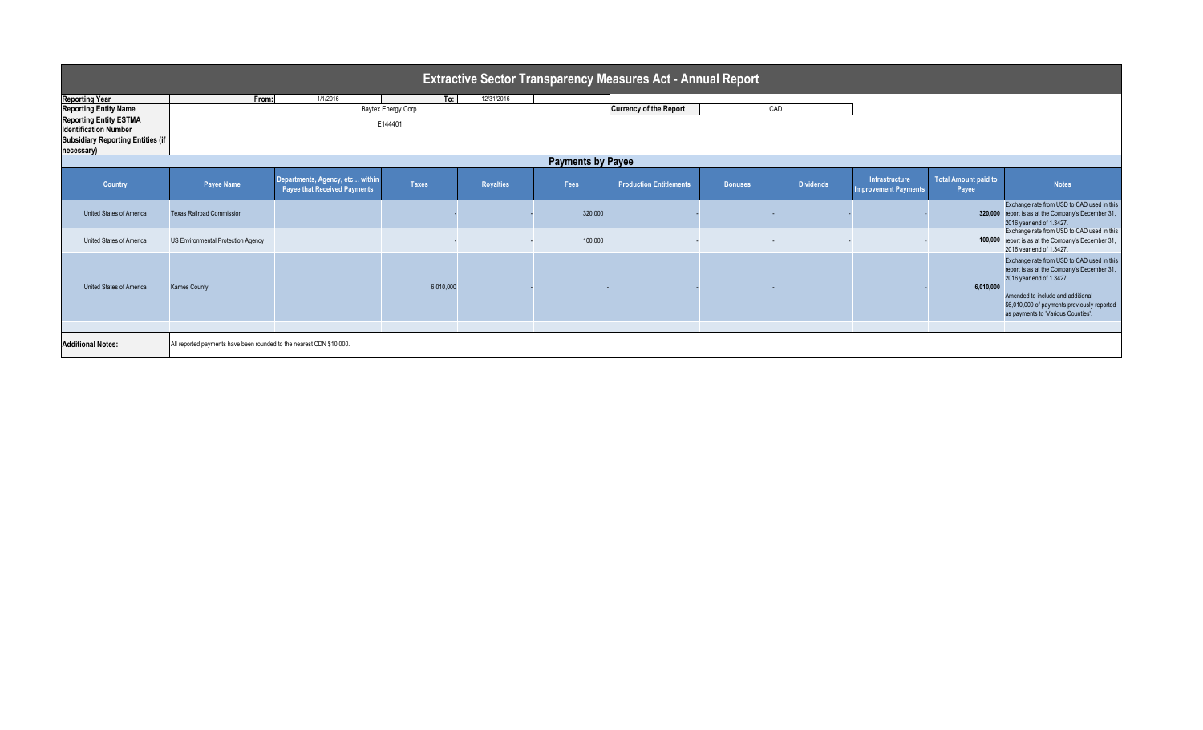# Extractive Sector Transparency Measures Act - Annual Report

| | | | | |
|---|---|---|---|---|
| **Reporting Year** | From: 1/1/2016 | To: 12/31/2016 | | |
| **Reporting Entity Name** | Baytex Energy Corp. | | **Currency of the Report** | CAD |
| **Reporting Entity ESTMA Identification Number** | E144401 | | | |
| **Subsidiary Reporting Entities (if necessary)** | | | | |

## Payments by Payee

| Country | Payee Name | Departments, Agency, etc... within Payee that Received Payments | Taxes | Royalties | Fees | Production Entitlements | Bonuses | Dividends | Infrastructure Improvement Payments | Total Amount paid to Payee | Notes |
|---|---|---|---|---|---|---|---|---|---|---|---|
| United States of America | Texas Railroad Commission | | - | - | 320,000 | - | - | - | - | **320,000** | Exchange rate from USD to CAD used in this report is as at the Company's December 31, 2016 year end of 1.3427. |
| United States of America | US Environmental Protection Agency | | - | - | 100,000 | - | - | - | - | **100,000** | Exchange rate from USD to CAD used in this report is as at the Company's December 31, 2016 year end of 1.3427. |
| United States of America | Karnes County | | 6,010,000 | - | - | - | - | - | - | **6,010,000** | Exchange rate from USD to CAD used in this report is as at the Company's December 31, 2016 year end of 1.3427. Amended to include and additional $6,010,000 of payments previously reported as payments to 'Various Counties'. |

**Additional Notes:** All reported payments have been rounded to the nearest CDN $10,000.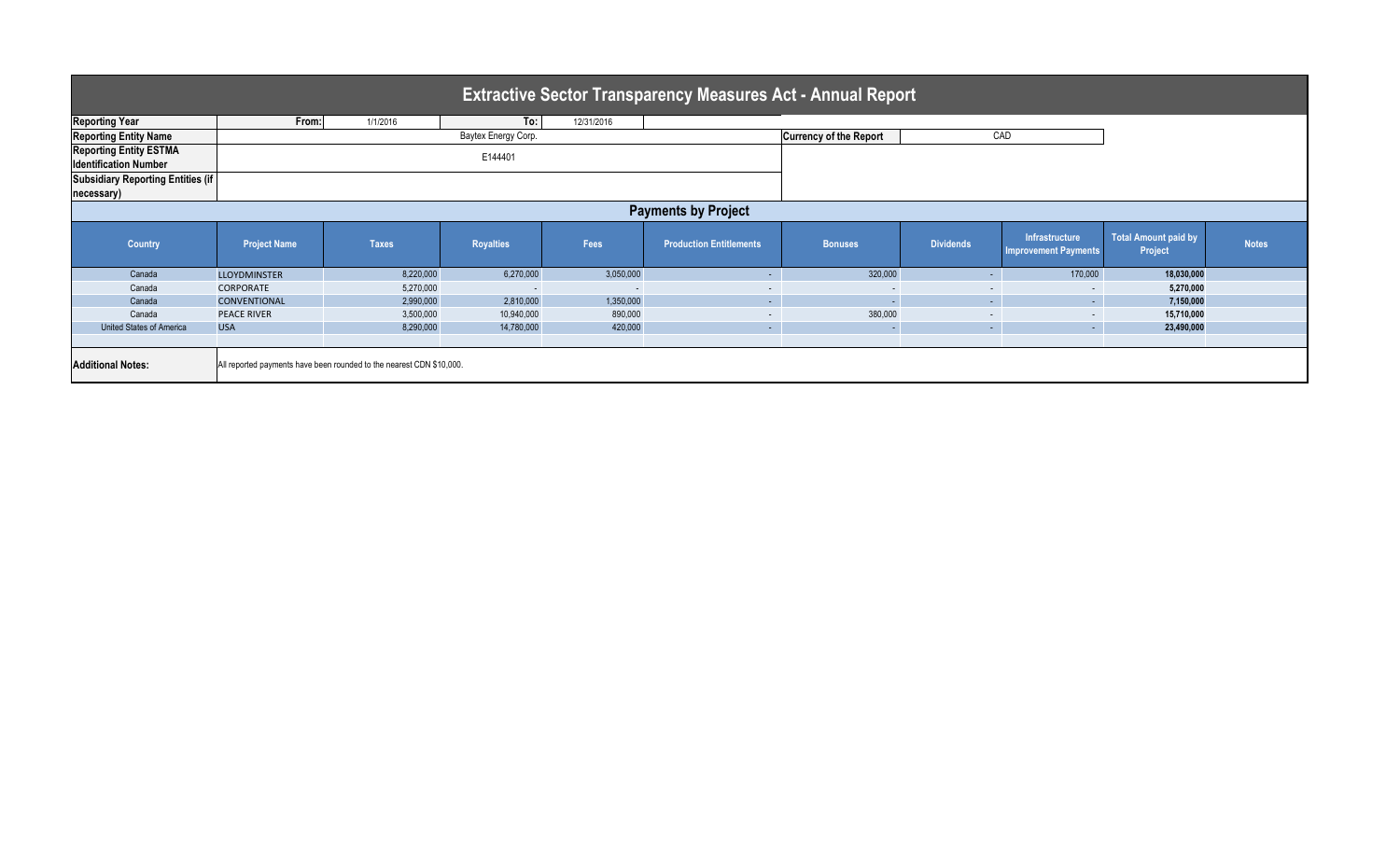# Extractive Sector Transparency Measures Act - Annual Report

| | | | | | |
|---|---|---|---|---|---|
| **Reporting Year** | From: | 1/1/2016 | To: | 12/31/2016 | |
| **Reporting Entity Name** | Baytex Energy Corp. | | | **Currency of the Report** | CAD |
| **Reporting Entity ESTMA Identification Number** | E144401 | | | | |
| **Subsidiary Reporting Entities (if necessary)** | | | | | |

## Payments by Project

| Country | Project Name | Taxes | Royalties | Fees | Production Entitlements | Bonuses | Dividends | Infrastructure Improvement Payments | Total Amount paid by Project | Notes |
|---|---|---|---|---|---|---|---|---|---|---|
| Canada | LLOYDMINSTER | 8,220,000 | 6,270,000 | 3,050,000 | - | 320,000 | - | 170,000 | **18,030,000** | |
| Canada | CORPORATE | 5,270,000 | - | - | - | - | - | - | **5,270,000** | |
| Canada | CONVENTIONAL | 2,990,000 | 2,810,000 | 1,350,000 | - | - | - | - | **7,150,000** | |
| Canada | PEACE RIVER | 3,500,000 | 10,940,000 | 890,000 | - | 380,000 | - | - | **15,710,000** | |
| United States of America | USA | 8,290,000 | 14,780,000 | 420,000 | - | - | - | - | **23,490,000** | |

**Additional Notes:** All reported payments have been rounded to the nearest CDN $10,000.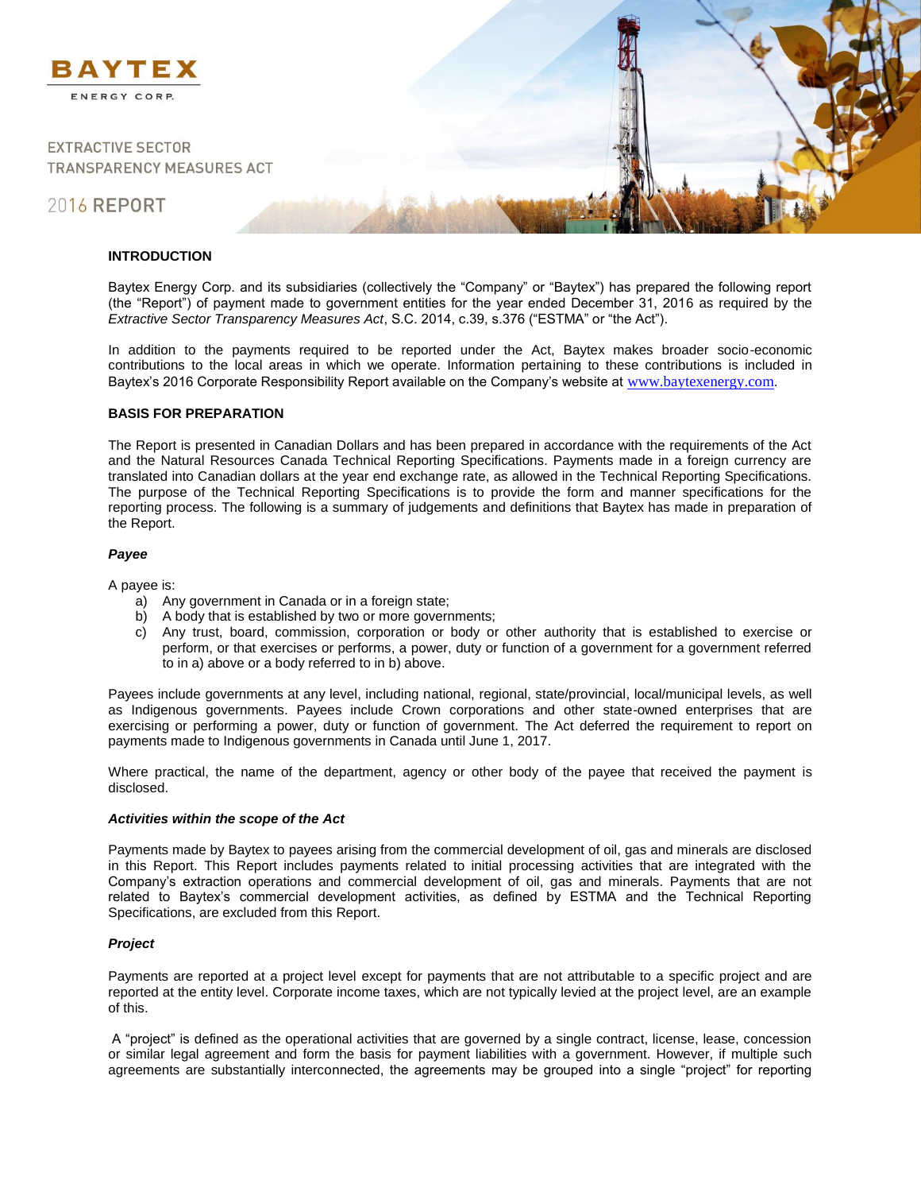# BAYTEX

ENERGY CORP.

EXTRACTIVE SECTOR TRANSPARENCY MEASURES ACT

2016 REPORT

## INTRODUCTION

Baytex Energy Corp. and its subsidiaries (collectively the "Company" or "Baytex") has prepared the following report (the "Report") of payment made to government entities for the year ended December 31, 2016 as required by the *Extractive Sector Transparency Measures Act*, S.C. 2014, c.39, s.376 ("ESTMA" or "the Act").

In addition to the payments required to be reported under the Act, Baytex makes broader socio-economic contributions to the local areas in which we operate. Information pertaining to these contributions is included in Baytex's 2016 Corporate Responsibility Report available on the Company's website at www.baytexenergy.com.

## BASIS FOR PREPARATION

The Report is presented in Canadian Dollars and has been prepared in accordance with the requirements of the Act and the Natural Resources Canada Technical Reporting Specifications. Payments made in a foreign currency are translated into Canadian dollars at the year end exchange rate, as allowed in the Technical Reporting Specifications. The purpose of the Technical Reporting Specifications is to provide the form and manner specifications for the reporting process. The following is a summary of judgements and definitions that Baytex has made in preparation of the Report.

### *Payee*

A payee is:

a) Any government in Canada or in a foreign state;
b) A body that is established by two or more governments;
c) Any trust, board, commission, corporation or body or other authority that is established to exercise or perform, or that exercises or performs, a power, duty or function of a government for a government referred to in a) above or a body referred to in b) above.

Payees include governments at any level, including national, regional, state/provincial, local/municipal levels, as well as Indigenous governments. Payees include Crown corporations and other state-owned enterprises that are exercising or performing a power, duty or function of government. The Act deferred the requirement to report on payments made to Indigenous governments in Canada until June 1, 2017.

Where practical, the name of the department, agency or other body of the payee that received the payment is disclosed.

### *Activities within the scope of the Act*

Payments made by Baytex to payees arising from the commercial development of oil, gas and minerals are disclosed in this Report. This Report includes payments related to initial processing activities that are integrated with the Company's extraction operations and commercial development of oil, gas and minerals. Payments that are not related to Baytex's commercial development activities, as defined by ESTMA and the Technical Reporting Specifications, are excluded from this Report.

### *Project*

Payments are reported at a project level except for payments that are not attributable to a specific project and are reported at the entity level. Corporate income taxes, which are not typically levied at the project level, are an example of this.

A "project" is defined as the operational activities that are governed by a single contract, license, lease, concession or similar legal agreement and form the basis for payment liabilities with a government. However, if multiple such agreements are substantially interconnected, the agreements may be grouped into a single "project" for reporting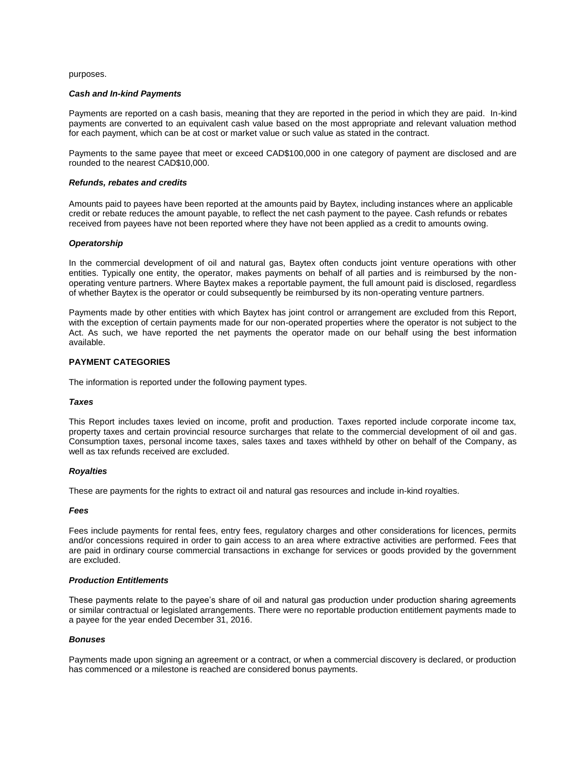purposes.

***Cash and In-kind Payments***

Payments are reported on a cash basis, meaning that they are reported in the period in which they are paid. In-kind payments are converted to an equivalent cash value based on the most appropriate and relevant valuation method for each payment, which can be at cost or market value or such value as stated in the contract.

Payments to the same payee that meet or exceed CAD$100,000 in one category of payment are disclosed and are rounded to the nearest CAD$10,000.

***Refunds, rebates and credits***

Amounts paid to payees have been reported at the amounts paid by Baytex, including instances where an applicable credit or rebate reduces the amount payable, to reflect the net cash payment to the payee. Cash refunds or rebates received from payees have not been reported where they have not been applied as a credit to amounts owing.

***Operatorship***

In the commercial development of oil and natural gas, Baytex often conducts joint venture operations with other entities. Typically one entity, the operator, makes payments on behalf of all parties and is reimbursed by the non-operating venture partners. Where Baytex makes a reportable payment, the full amount paid is disclosed, regardless of whether Baytex is the operator or could subsequently be reimbursed by its non-operating venture partners.

Payments made by other entities with which Baytex has joint control or arrangement are excluded from this Report, with the exception of certain payments made for our non-operated properties where the operator is not subject to the Act. As such, we have reported the net payments the operator made on our behalf using the best information available.

**PAYMENT CATEGORIES**

The information is reported under the following payment types.

***Taxes***

This Report includes taxes levied on income, profit and production. Taxes reported include corporate income tax, property taxes and certain provincial resource surcharges that relate to the commercial development of oil and gas. Consumption taxes, personal income taxes, sales taxes and taxes withheld by other on behalf of the Company, as well as tax refunds received are excluded.

***Royalties***

These are payments for the rights to extract oil and natural gas resources and include in-kind royalties.

***Fees***

Fees include payments for rental fees, entry fees, regulatory charges and other considerations for licences, permits and/or concessions required in order to gain access to an area where extractive activities are performed. Fees that are paid in ordinary course commercial transactions in exchange for services or goods provided by the government are excluded.

***Production Entitlements***

These payments relate to the payee's share of oil and natural gas production under production sharing agreements or similar contractual or legislated arrangements. There were no reportable production entitlement payments made to a payee for the year ended December 31, 2016.

***Bonuses***

Payments made upon signing an agreement or a contract, or when a commercial discovery is declared, or production has commenced or a milestone is reached are considered bonus payments.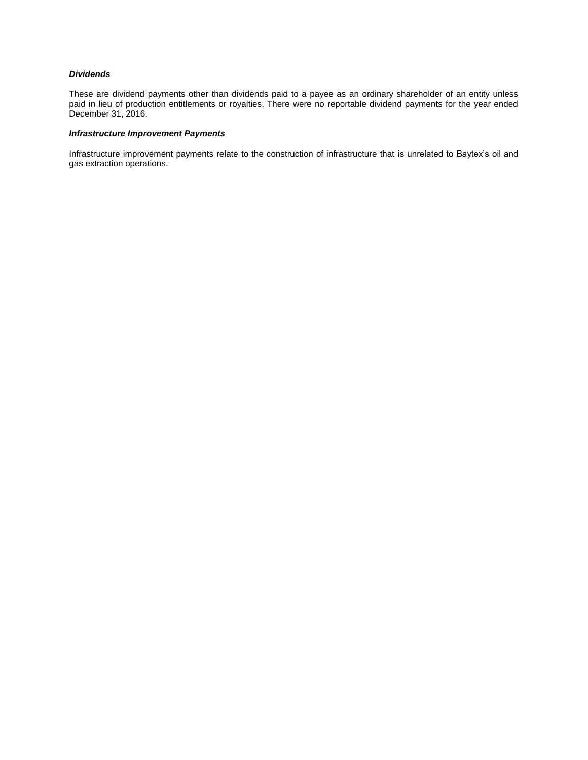***Dividends***

These are dividend payments other than dividends paid to a payee as an ordinary shareholder of an entity unless paid in lieu of production entitlements or royalties. There were no reportable dividend payments for the year ended December 31, 2016.

***Infrastructure Improvement Payments***

Infrastructure improvement payments relate to the construction of infrastructure that is unrelated to Baytex's oil and gas extraction operations.